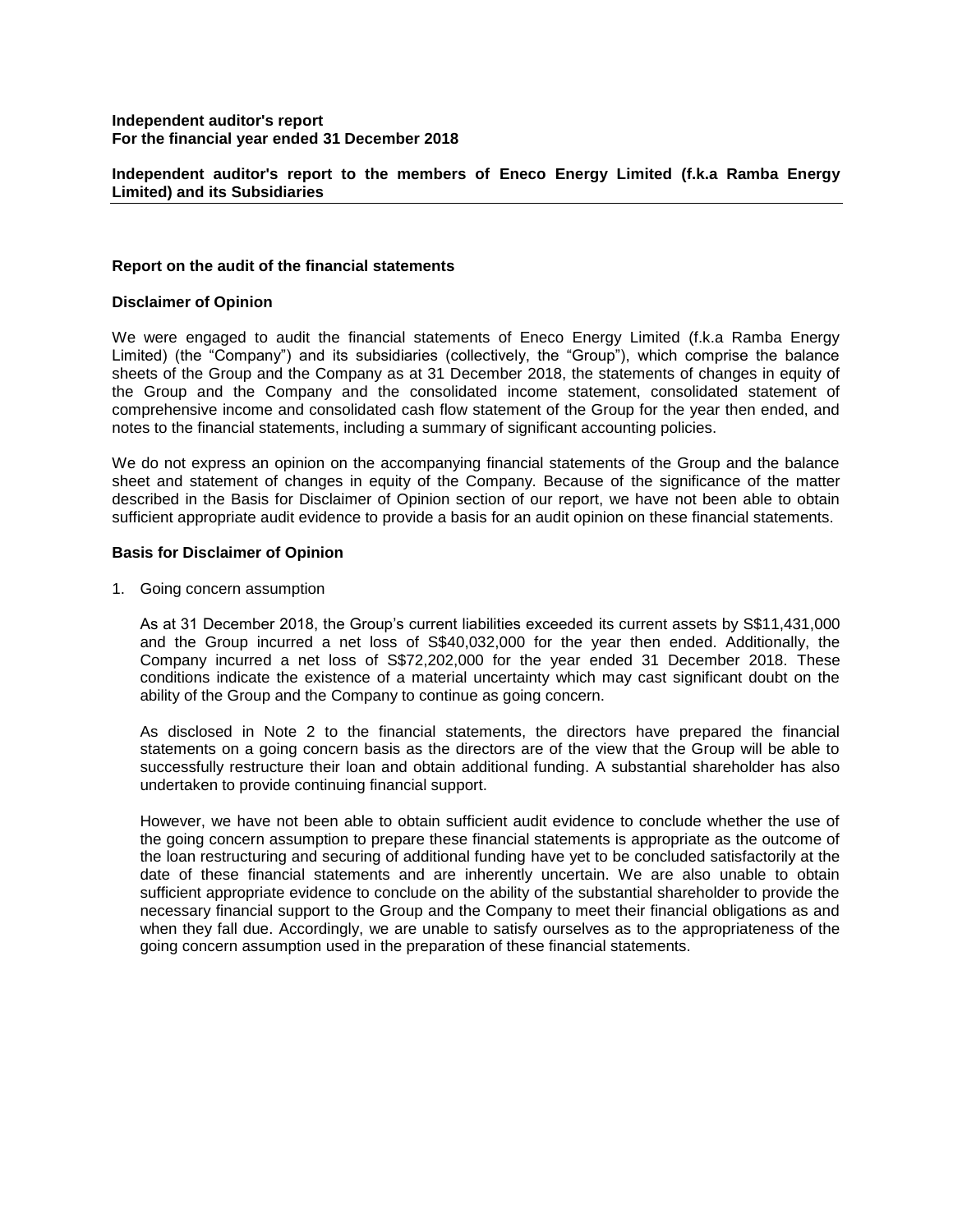**Independent auditor's report**
**For the financial year ended 31 December 2018**

**Independent auditor's report to the members of Eneco Energy Limited (f.k.a Ramba Energy Limited) and its Subsidiaries**

---

## Report on the audit of the financial statements

### Disclaimer of Opinion

We were engaged to audit the financial statements of Eneco Energy Limited (f.k.a Ramba Energy Limited) (the "Company") and its subsidiaries (collectively, the "Group"), which comprise the balance sheets of the Group and the Company as at 31 December 2018, the statements of changes in equity of the Group and the Company and the consolidated income statement, consolidated statement of comprehensive income and consolidated cash flow statement of the Group for the year then ended, and notes to the financial statements, including a summary of significant accounting policies.

We do not express an opinion on the accompanying financial statements of the Group and the balance sheet and statement of changes in equity of the Company. Because of the significance of the matter described in the Basis for Disclaimer of Opinion section of our report, we have not been able to obtain sufficient appropriate audit evidence to provide a basis for an audit opinion on these financial statements.

### Basis for Disclaimer of Opinion

1. Going concern assumption

   As at 31 December 2018, the Group's current liabilities exceeded its current assets by S$11,431,000 and the Group incurred a net loss of S$40,032,000 for the year then ended. Additionally, the Company incurred a net loss of S$72,202,000 for the year ended 31 December 2018. These conditions indicate the existence of a material uncertainty which may cast significant doubt on the ability of the Group and the Company to continue as going concern.

   As disclosed in Note 2 to the financial statements, the directors have prepared the financial statements on a going concern basis as the directors are of the view that the Group will be able to successfully restructure their loan and obtain additional funding. A substantial shareholder has also undertaken to provide continuing financial support.

   However, we have not been able to obtain sufficient audit evidence to conclude whether the use of the going concern assumption to prepare these financial statements is appropriate as the outcome of the loan restructuring and securing of additional funding have yet to be concluded satisfactorily at the date of these financial statements and are inherently uncertain. We are also unable to obtain sufficient appropriate evidence to conclude on the ability of the substantial shareholder to provide the necessary financial support to the Group and the Company to meet their financial obligations as and when they fall due. Accordingly, we are unable to satisfy ourselves as to the appropriateness of the going concern assumption used in the preparation of these financial statements.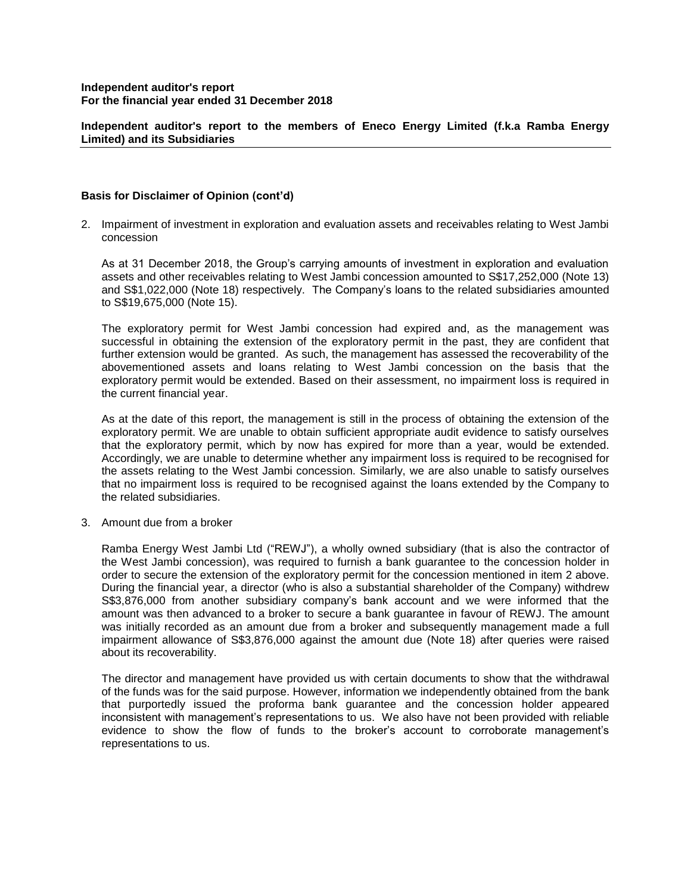**Independent auditor's report**
**For the financial year ended 31 December 2018**

**Independent auditor's report to the members of Eneco Energy Limited (f.k.a Ramba Energy Limited) and its Subsidiaries**

**Basis for Disclaimer of Opinion (cont'd)**

2. Impairment of investment in exploration and evaluation assets and receivables relating to West Jambi concession

   As at 31 December 2018, the Group's carrying amounts of investment in exploration and evaluation assets and other receivables relating to West Jambi concession amounted to S$17,252,000 (Note 13) and S$1,022,000 (Note 18) respectively. The Company's loans to the related subsidiaries amounted to S$19,675,000 (Note 15).

   The exploratory permit for West Jambi concession had expired and, as the management was successful in obtaining the extension of the exploratory permit in the past, they are confident that further extension would be granted. As such, the management has assessed the recoverability of the abovementioned assets and loans relating to West Jambi concession on the basis that the exploratory permit would be extended. Based on their assessment, no impairment loss is required in the current financial year.

   As at the date of this report, the management is still in the process of obtaining the extension of the exploratory permit. We are unable to obtain sufficient appropriate audit evidence to satisfy ourselves that the exploratory permit, which by now has expired for more than a year, would be extended. Accordingly, we are unable to determine whether any impairment loss is required to be recognised for the assets relating to the West Jambi concession. Similarly, we are also unable to satisfy ourselves that no impairment loss is required to be recognised against the loans extended by the Company to the related subsidiaries.

3. Amount due from a broker

   Ramba Energy West Jambi Ltd ("REWJ"), a wholly owned subsidiary (that is also the contractor of the West Jambi concession), was required to furnish a bank guarantee to the concession holder in order to secure the extension of the exploratory permit for the concession mentioned in item 2 above. During the financial year, a director (who is also a substantial shareholder of the Company) withdrew S$3,876,000 from another subsidiary company's bank account and we were informed that the amount was then advanced to a broker to secure a bank guarantee in favour of REWJ. The amount was initially recorded as an amount due from a broker and subsequently management made a full impairment allowance of S$3,876,000 against the amount due (Note 18) after queries were raised about its recoverability.

   The director and management have provided us with certain documents to show that the withdrawal of the funds was for the said purpose. However, information we independently obtained from the bank that purportedly issued the proforma bank guarantee and the concession holder appeared inconsistent with management's representations to us. We also have not been provided with reliable evidence to show the flow of funds to the broker's account to corroborate management's representations to us.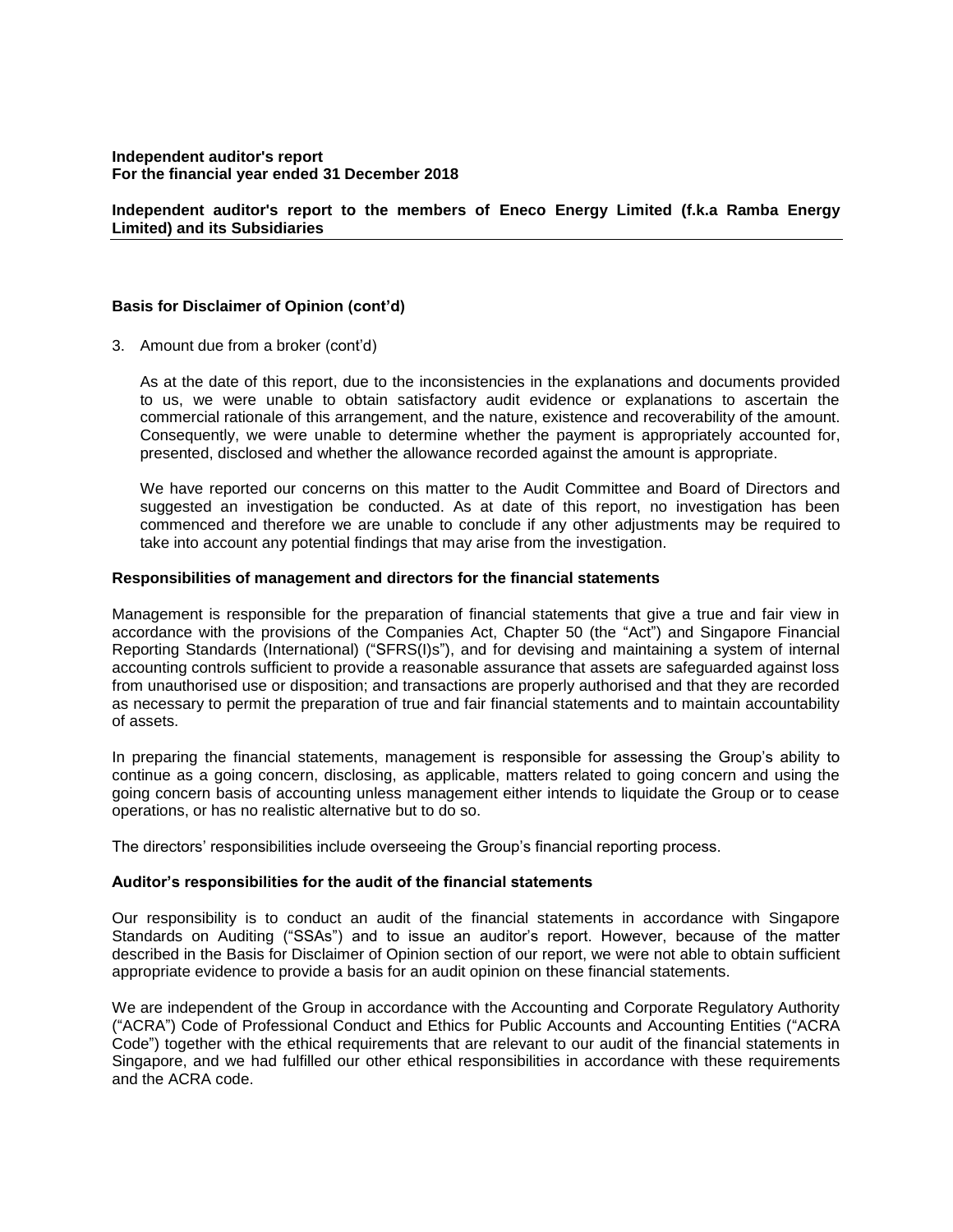**Independent auditor's report**
**For the financial year ended 31 December 2018**

**Independent auditor's report to the members of Eneco Energy Limited (f.k.a Ramba Energy Limited) and its Subsidiaries**

### Basis for Disclaimer of Opinion (cont'd)

3. Amount due from a broker (cont'd)

   As at the date of this report, due to the inconsistencies in the explanations and documents provided to us, we were unable to obtain satisfactory audit evidence or explanations to ascertain the commercial rationale of this arrangement, and the nature, existence and recoverability of the amount. Consequently, we were unable to determine whether the payment is appropriately accounted for, presented, disclosed and whether the allowance recorded against the amount is appropriate.

   We have reported our concerns on this matter to the Audit Committee and Board of Directors and suggested an investigation be conducted. As at date of this report, no investigation has been commenced and therefore we are unable to conclude if any other adjustments may be required to take into account any potential findings that may arise from the investigation.

### Responsibilities of management and directors for the financial statements

Management is responsible for the preparation of financial statements that give a true and fair view in accordance with the provisions of the Companies Act, Chapter 50 (the "Act") and Singapore Financial Reporting Standards (International) ("SFRS(I)s"), and for devising and maintaining a system of internal accounting controls sufficient to provide a reasonable assurance that assets are safeguarded against loss from unauthorised use or disposition; and transactions are properly authorised and that they are recorded as necessary to permit the preparation of true and fair financial statements and to maintain accountability of assets.

In preparing the financial statements, management is responsible for assessing the Group's ability to continue as a going concern, disclosing, as applicable, matters related to going concern and using the going concern basis of accounting unless management either intends to liquidate the Group or to cease operations, or has no realistic alternative but to do so.

The directors' responsibilities include overseeing the Group's financial reporting process.

### Auditor's responsibilities for the audit of the financial statements

Our responsibility is to conduct an audit of the financial statements in accordance with Singapore Standards on Auditing ("SSAs") and to issue an auditor's report. However, because of the matter described in the Basis for Disclaimer of Opinion section of our report, we were not able to obtain sufficient appropriate evidence to provide a basis for an audit opinion on these financial statements.

We are independent of the Group in accordance with the Accounting and Corporate Regulatory Authority ("ACRA") Code of Professional Conduct and Ethics for Public Accounts and Accounting Entities ("ACRA Code") together with the ethical requirements that are relevant to our audit of the financial statements in Singapore, and we had fulfilled our other ethical responsibilities in accordance with these requirements and the ACRA code.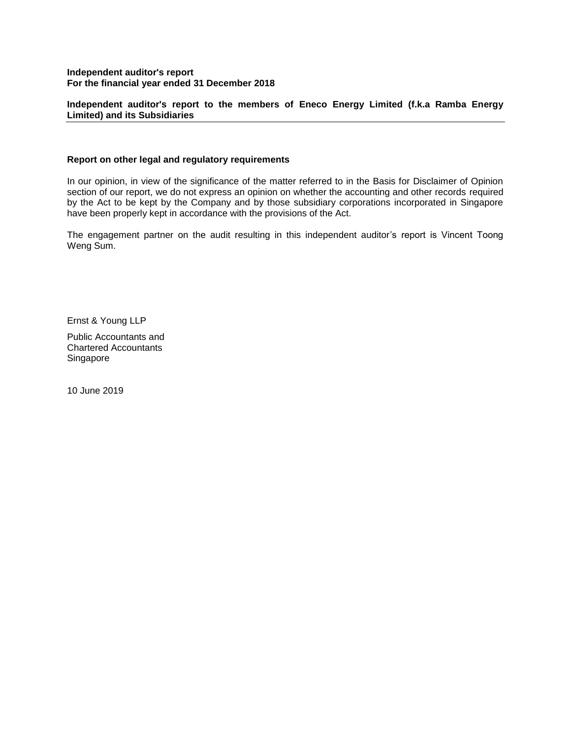**Independent auditor's report**
**For the financial year ended 31 December 2018**

**Independent auditor's report to the members of Eneco Energy Limited (f.k.a Ramba Energy Limited) and its Subsidiaries**

---

**Report on other legal and regulatory requirements**

In our opinion, in view of the significance of the matter referred to in the Basis for Disclaimer of Opinion section of our report, we do not express an opinion on whether the accounting and other records required by the Act to be kept by the Company and by those subsidiary corporations incorporated in Singapore have been properly kept in accordance with the provisions of the Act.

The engagement partner on the audit resulting in this independent auditor's report is Vincent Toong Weng Sum.

Ernst & Young LLP

Public Accountants and
Chartered Accountants
Singapore

10 June 2019